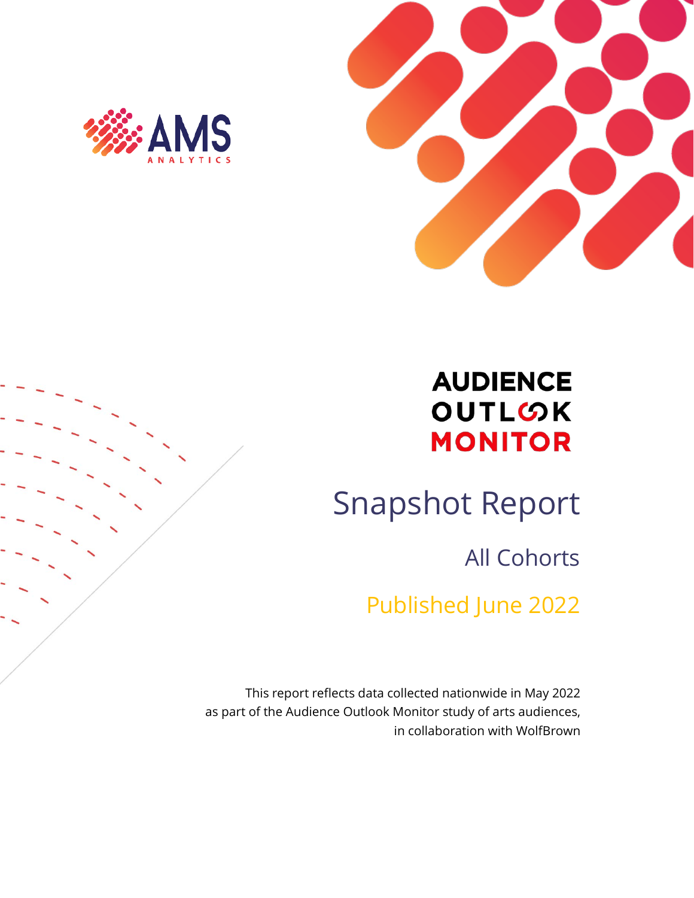AMS ANALYTICS

# AUDIENCE OUTLOOK MONITOR

## Snapshot Report

### All Cohorts

### Published June 2022

This report reflects data collected nationwide in May 2022 as part of the Audience Outlook Monitor study of arts audiences, in collaboration with WolfBrown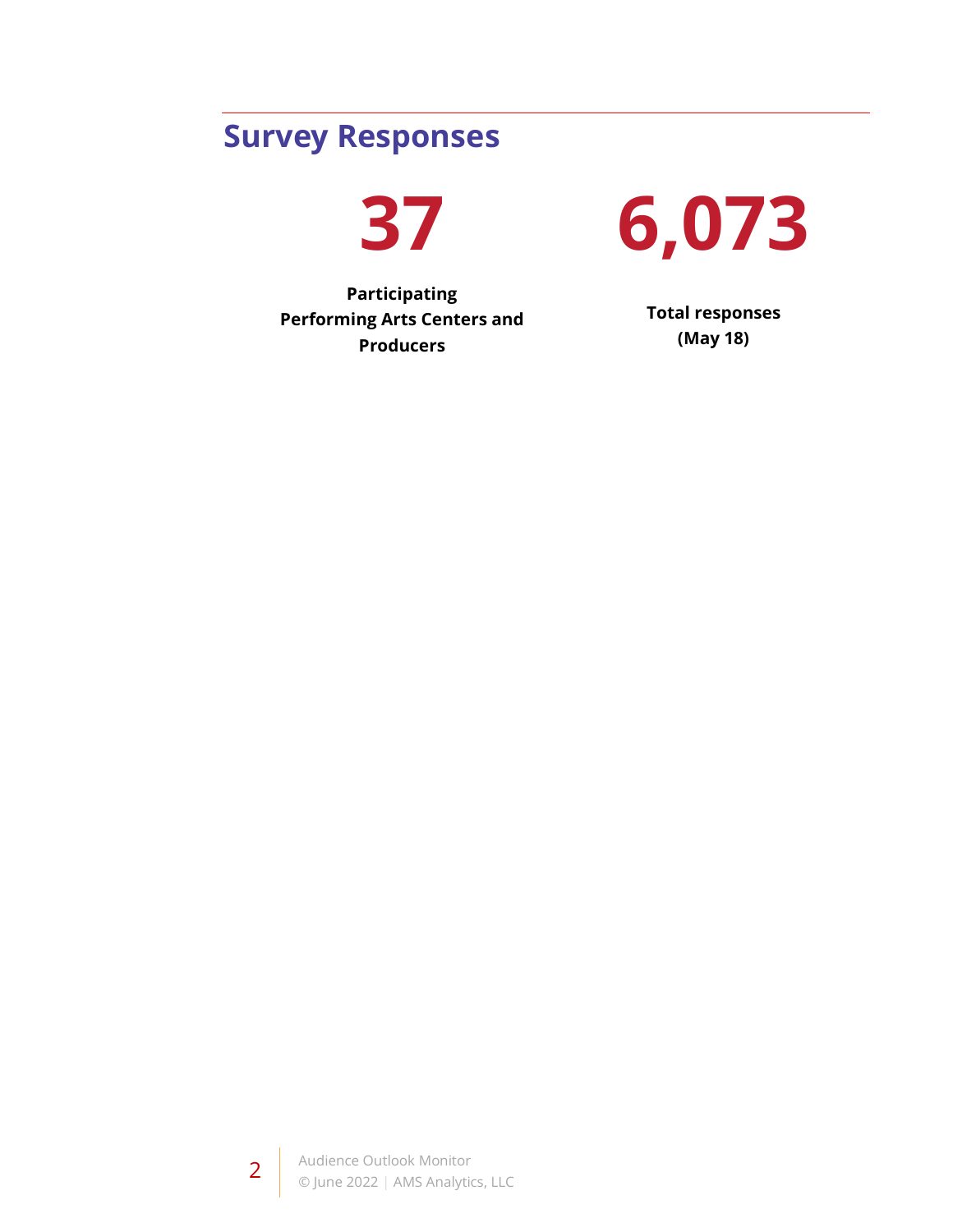## Survey Responses

**37**

**Participating Performing Arts Centers and Producers**

**6,073**

**Total responses (May 18)**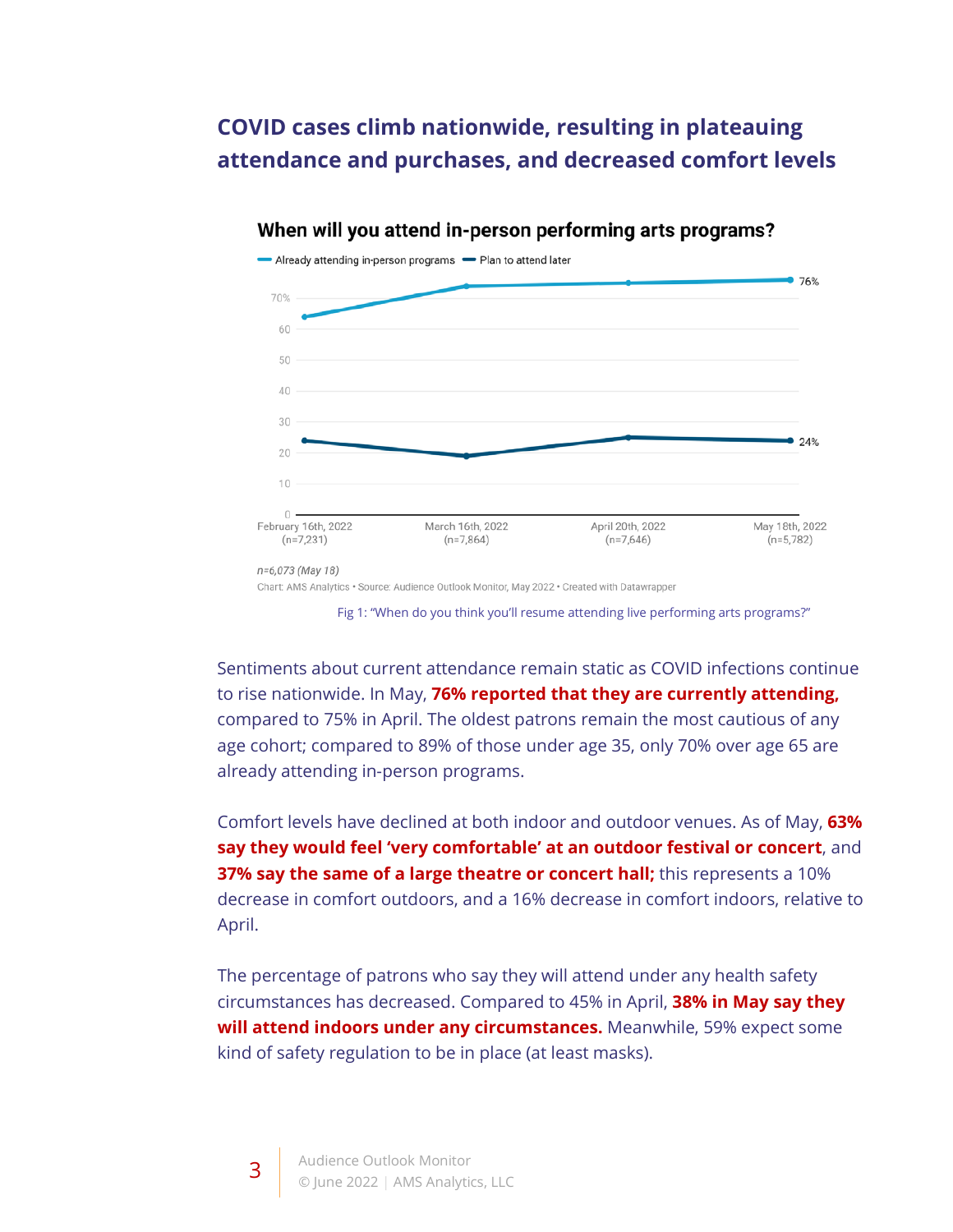## COVID cases climb nationwide, resulting in plateauing attendance and purchases, and decreased comfort levels

**When will you attend in-person performing arts programs?**

Already attending in-person programs — Plan to attend later

76%

24%

February 16th, 2022 (n=7,231) | March 16th, 2022 (n=7,864) | April 20th, 2022 (n=7,646) | May 18th, 2022 (n=5,782)

*n=6,073 (May 18)*

Chart: AMS Analytics • Source: Audience Outlook Monitor, May 2022 • Created with Datawrapper

Fig 1: "When do you think you'll resume attending live performing arts programs?"

Sentiments about current attendance remain static as COVID infections continue to rise nationwide. In May, **76% reported that they are currently attending,** compared to 75% in April. The oldest patrons remain the most cautious of any age cohort; compared to 89% of those under age 35, only 70% over age 65 are already attending in-person programs.

Comfort levels have declined at both indoor and outdoor venues. As of May, **63% say they would feel 'very comfortable' at an outdoor festival or concert**, and **37% say the same of a large theatre or concert hall;** this represents a 10% decrease in comfort outdoors, and a 16% decrease in comfort indoors, relative to April.

The percentage of patrons who say they will attend under any health safety circumstances has decreased. Compared to 45% in April, **38% in May say they will attend indoors under any circumstances.** Meanwhile, 59% expect some kind of safety regulation to be in place (at least masks).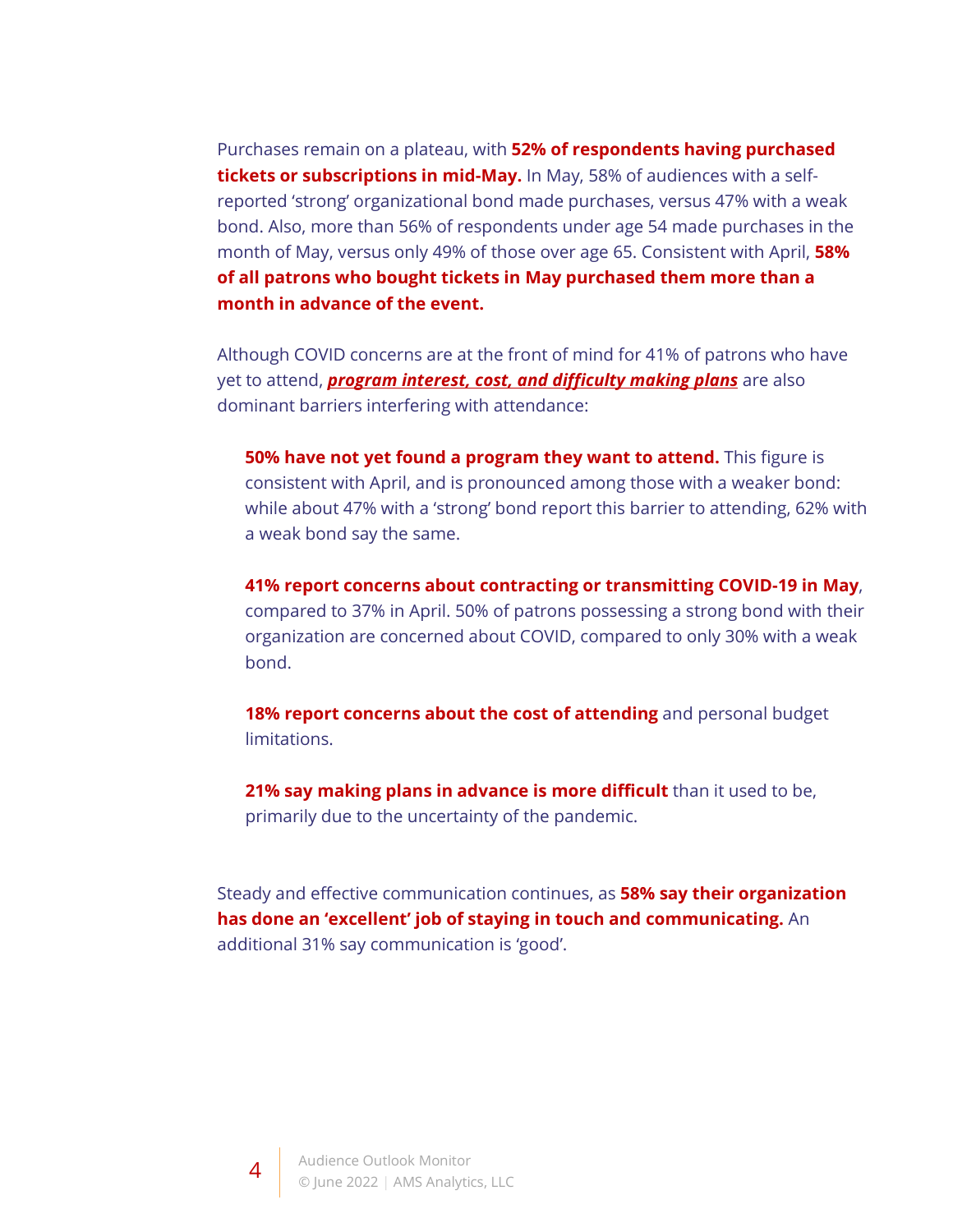Purchases remain on a plateau, with **52% of respondents having purchased tickets or subscriptions in mid-May.** In May, 58% of audiences with a self-reported 'strong' organizational bond made purchases, versus 47% with a weak bond. Also, more than 56% of respondents under age 54 made purchases in the month of May, versus only 49% of those over age 65. Consistent with April, **58% of all patrons who bought tickets in May purchased them more than a month in advance of the event.**

Although COVID concerns are at the front of mind for 41% of patrons who have yet to attend, ***program interest, cost, and difficulty making plans*** are also dominant barriers interfering with attendance:

> **50% have not yet found a program they want to attend.** This figure is consistent with April, and is pronounced among those with a weaker bond: while about 47% with a 'strong' bond report this barrier to attending, 62% with a weak bond say the same.
>
> **41% report concerns about contracting or transmitting COVID-19 in May**, compared to 37% in April. 50% of patrons possessing a strong bond with their organization are concerned about COVID, compared to only 30% with a weak bond.
>
> **18% report concerns about the cost of attending** and personal budget limitations.
>
> **21% say making plans in advance is more difficult** than it used to be, primarily due to the uncertainty of the pandemic.

Steady and effective communication continues, as **58% say their organization has done an 'excellent' job of staying in touch and communicating.** An additional 31% say communication is 'good'.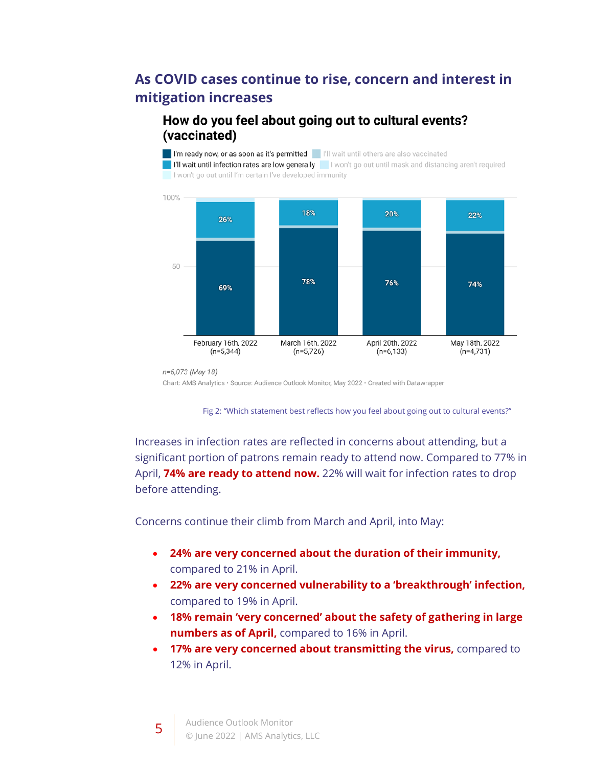## As COVID cases continue to rise, concern and interest in mitigation increases

**How do you feel about going out to cultural events? (vaccinated)**

| | February 16th, 2022 (n=5,344) | March 16th, 2022 (n=5,726) | April 20th, 2022 (n=6,133) | May 18th, 2022 (n=4,731) |
|---|---|---|---|---|
| I'm ready now, or as soon as it's permitted | 69% | 78% | 76% | 74% |
| I'll wait until infection rates are low generally | 26% | 18% | 20% | 22% |

Legend: I'm ready now, or as soon as it's permitted; I'll wait until others are also vaccinated; I'll wait until infection rates are low generally; I won't go out until mask and distancing aren't required; I won't go out until I'm certain I've developed immunity

*n=6,073 (May 18)*

Chart: AMS Analytics • Source: Audience Outlook Monitor, May 2022 • Created with Datawrapper

Fig 2: "Which statement best reflects how you feel about going out to cultural events?"

Increases in infection rates are reflected in concerns about attending, but a significant portion of patrons remain ready to attend now. Compared to 77% in April, **74% are ready to attend now.** 22% will wait for infection rates to drop before attending.

Concerns continue their climb from March and April, into May:

- **24% are very concerned about the duration of their immunity,** compared to 21% in April.
- **22% are very concerned vulnerability to a 'breakthrough' infection,** compared to 19% in April.
- **18% remain 'very concerned' about the safety of gathering in large numbers as of April,** compared to 16% in April.
- **17% are very concerned about transmitting the virus,** compared to 12% in April.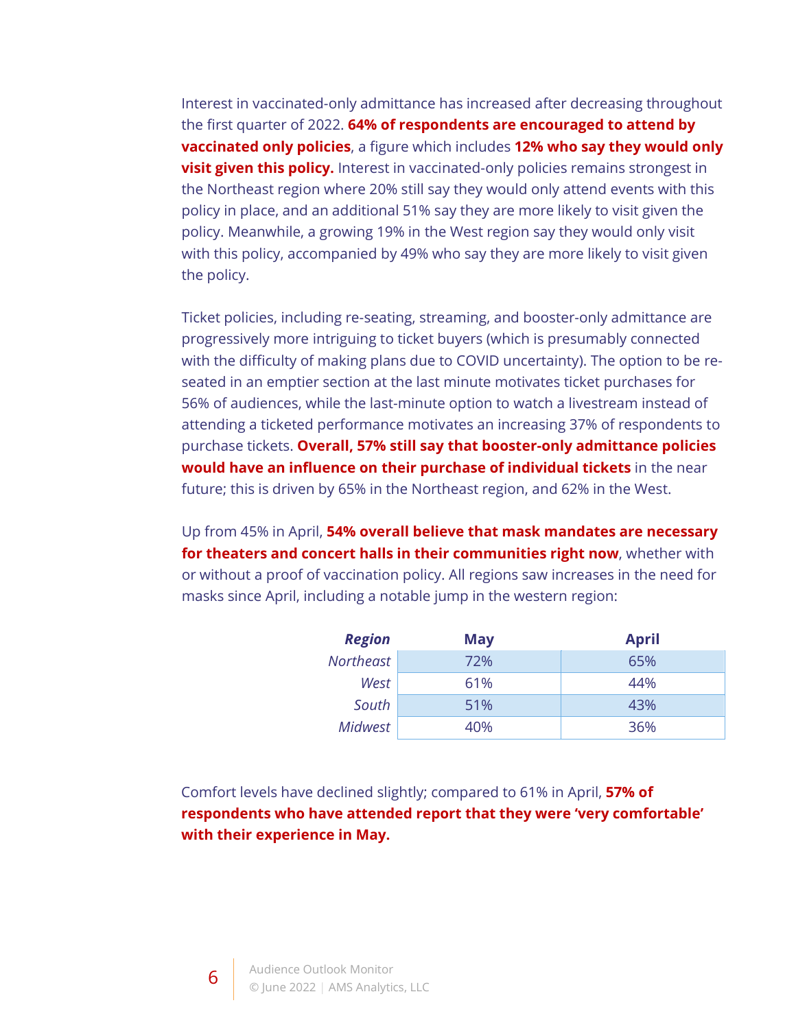Interest in vaccinated-only admittance has increased after decreasing throughout the first quarter of 2022. **64% of respondents are encouraged to attend by vaccinated only policies**, a figure which includes **12% who say they would only visit given this policy.** Interest in vaccinated-only policies remains strongest in the Northeast region where 20% still say they would only attend events with this policy in place, and an additional 51% say they are more likely to visit given the policy. Meanwhile, a growing 19% in the West region say they would only visit with this policy, accompanied by 49% who say they are more likely to visit given the policy.

Ticket policies, including re-seating, streaming, and booster-only admittance are progressively more intriguing to ticket buyers (which is presumably connected with the difficulty of making plans due to COVID uncertainty). The option to be re-seated in an emptier section at the last minute motivates ticket purchases for 56% of audiences, while the last-minute option to watch a livestream instead of attending a ticketed performance motivates an increasing 37% of respondents to purchase tickets. **Overall, 57% still say that booster-only admittance policies would have an influence on their purchase of individual tickets** in the near future; this is driven by 65% in the Northeast region, and 62% in the West.

Up from 45% in April, **54% overall believe that mask mandates are necessary for theaters and concert halls in their communities right now**, whether with or without a proof of vaccination policy. All regions saw increases in the need for masks since April, including a notable jump in the western region:

| *Region* | May | April |
|---|---|---|
| *Northeast* | 72% | 65% |
| *West* | 61% | 44% |
| *South* | 51% | 43% |
| *Midwest* | 40% | 36% |

Comfort levels have declined slightly; compared to 61% in April, **57% of respondents who have attended report that they were 'very comfortable' with their experience in May.**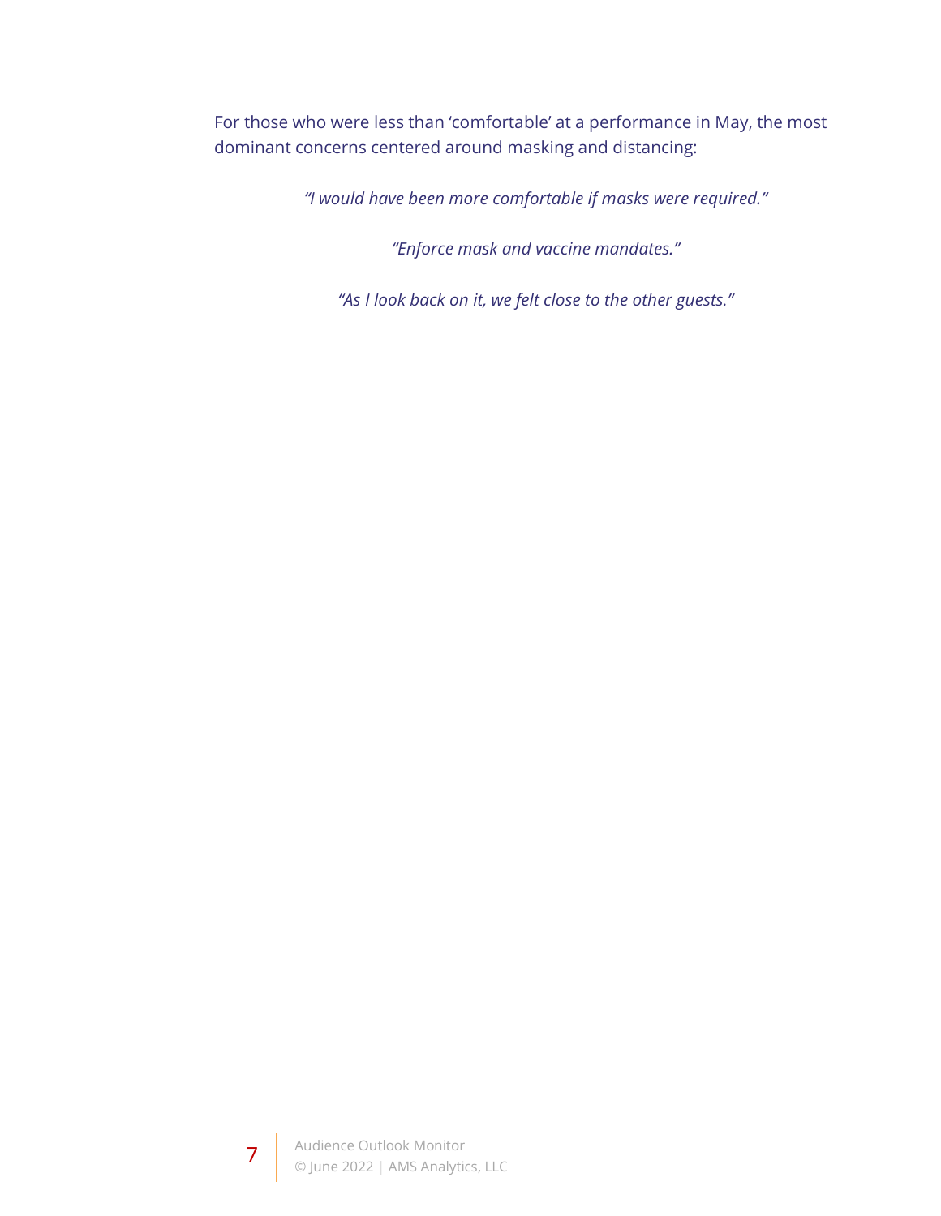For those who were less than 'comfortable' at a performance in May, the most dominant concerns centered around masking and distancing:

*"I would have been more comfortable if masks were required."*

*"Enforce mask and vaccine mandates."*

*"As I look back on it, we felt close to the other guests."*